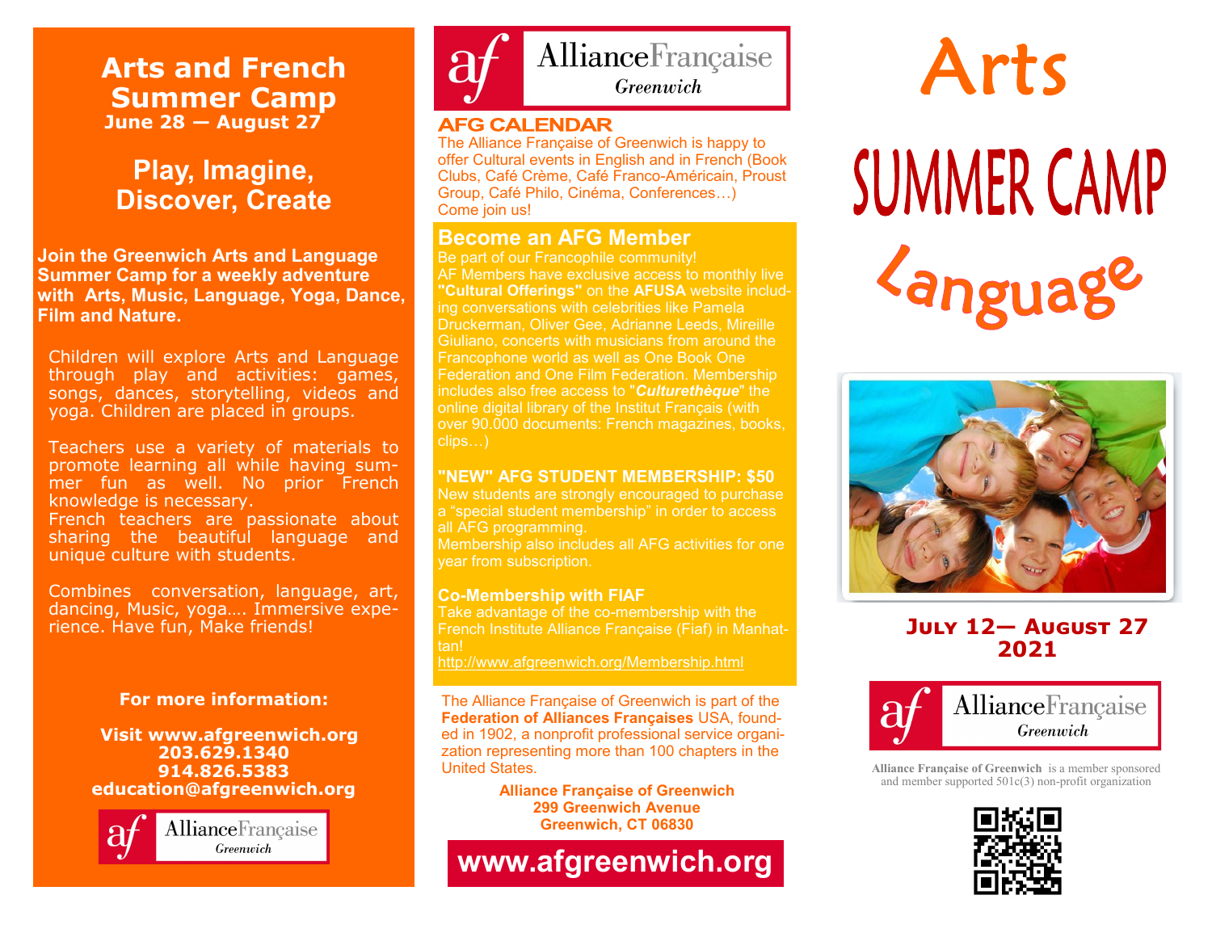# Arts and French Summer Camp

**June 28 — August 27**

## Play, Imagine, Discover, Create

**Join the Greenwich Arts and Language Summer Camp for a weekly adventure with Arts, Music, Language, Yoga, Dance, Film and Nature.**

Children will explore Arts and Language through play and activities: games, songs, dances, storytelling, videos and yoga. Children are placed in groups.

Teachers use a variety of materials to promote learning all while having summer fun as well. No prior French knowledge is necessary.
French teachers are passionate about sharing the beautiful language and unique culture with students.

Combines conversation, language, art, dancing, Music, yoga…. Immersive experience. Have fun, Make friends!

**For more information:**

**Visit www.afgreenwich.org**
**203.629.1340**
**914.826.5383**
**education@afgreenwich.org**

AllianceFrançaise Greenwich

AllianceFrançaise Greenwich

## AFG CALENDAR

The Alliance Française of Greenwich is happy to offer Cultural events in English and in French (Book Clubs, Café Crème, Café Franco-Américain, Proust Group, Café Philo, Cinéma, Conferences…) Come join us!

## Become an AFG Member

Be part of our Francophile community!
AF Members have exclusive access to monthly live **"Cultural Offerings"** on the **AFUSA** website including conversations with celebrities like Pamela Druckerman, Oliver Gee, Adrianne Leeds, Mireille Giuliano, concerts with musicians from around the Francophone world as well as One Book One Federation and One Film Federation. Membership includes also free access to "***Culturethèque***" the online digital library of the Institut Français (with over 90.000 documents: French magazines, books, clips…)

### "NEW" AFG STUDENT MEMBERSHIP: $50

New students are strongly encouraged to purchase a "special student membership" in order to access all AFG programming.
Membership also includes all AFG activities for one year from subscription.

### Co-Membership with FIAF

Take advantage of the co-membership with the French Institute Alliance Française (Fiaf) in Manhattan!
http://www.afgreenwich.org/Membership.html

The Alliance Française of Greenwich is part of the **Federation of Alliances Françaises** USA, founded in 1902, a nonprofit professional service organization representing more than 100 chapters in the United States.

**Alliance Française of Greenwich**
**299 Greenwich Avenue**
**Greenwich, CT 06830**

**www.afgreenwich.org**

# Arts
# SUMMER CAMP
# Language

**July 12— August 27 2021**

AllianceFrançaise Greenwich

**Alliance Française of Greenwich** is a member sponsored and member supported 501c(3) non-profit organization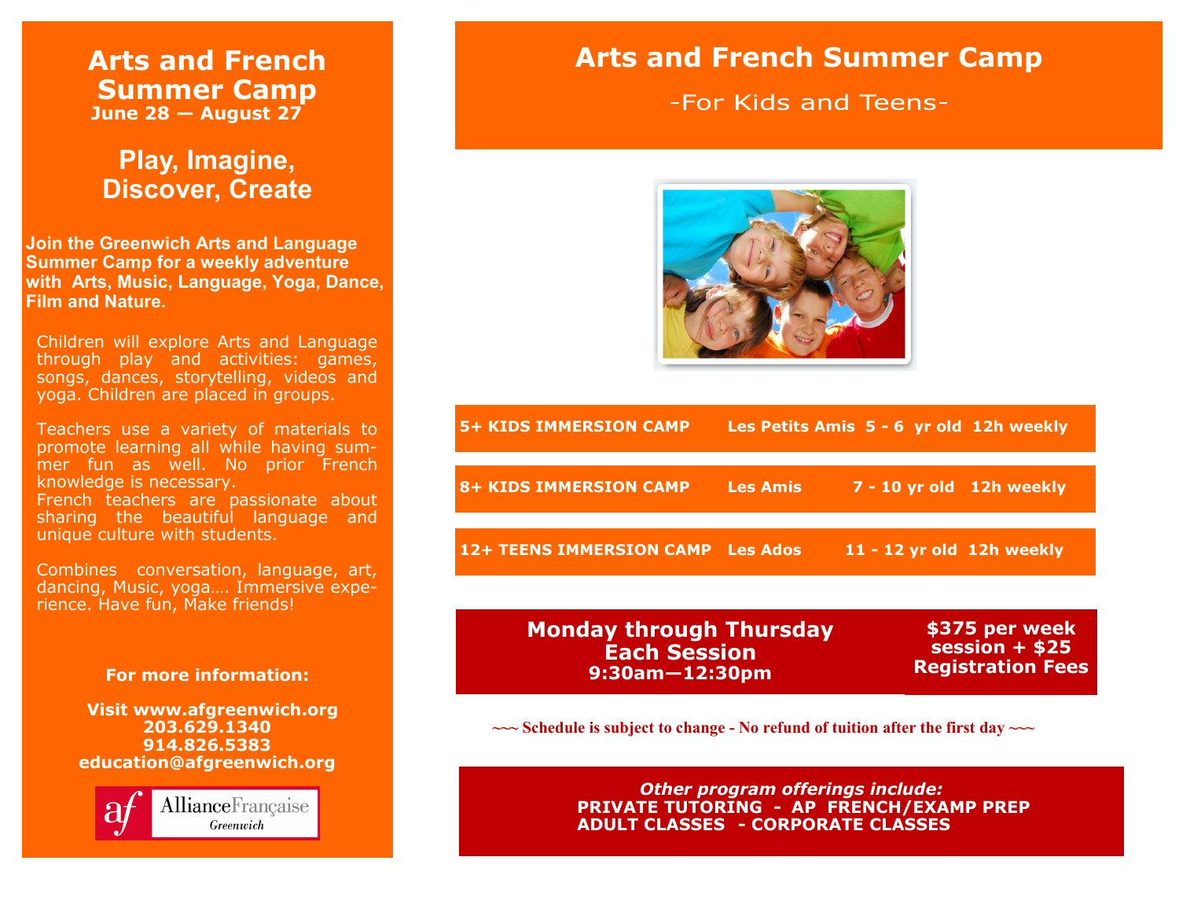# Arts and French Summer Camp

**June 28 — August 27**

## Play, Imagine, Discover, Create

**Join the Greenwich Arts and Language Summer Camp for a weekly adventure with Arts, Music, Language, Yoga, Dance, Film and Nature.**

Children will explore Arts and Language through play and activities: games, songs, dances, storytelling, videos and yoga. Children are placed in groups.

Teachers use a variety of materials to promote learning all while having summer fun as well. No prior French knowledge is necessary.
French teachers are passionate about sharing the beautiful language and unique culture with students.

Combines conversation, language, art, dancing, Music, yoga…. Immersive experience. Have fun, Make friends!

**For more information:**

**Visit www.afgreenwich.org**
**203.629.1340**
**914.826.5383**
**education@afgreenwich.org**

Alliance Française Greenwich

# Arts and French Summer Camp

-For Kids and Teens-

| | | | |
|---|---|---|---|
| **5+ KIDS IMMERSION CAMP** | **Les Petits Amis** | **5 - 6 yr old** | **12h weekly** |
| **8+ KIDS IMMERSION CAMP** | **Les Amis** | **7 - 10 yr old** | **12h weekly** |
| **12+ TEENS IMMERSION CAMP** | **Les Ados** | **11 - 12 yr old** | **12h weekly** |

**Monday through Thursday**
**Each Session**
**9:30am—12:30pm**

**$375 per week session + $25 Registration Fees**

~~~ Schedule is subject to change - No refund of tuition after the first day ~~~

***Other program offerings include:***
**PRIVATE TUTORING - AP FRENCH/EXAMP PREP**
**ADULT CLASSES - CORPORATE CLASSES**